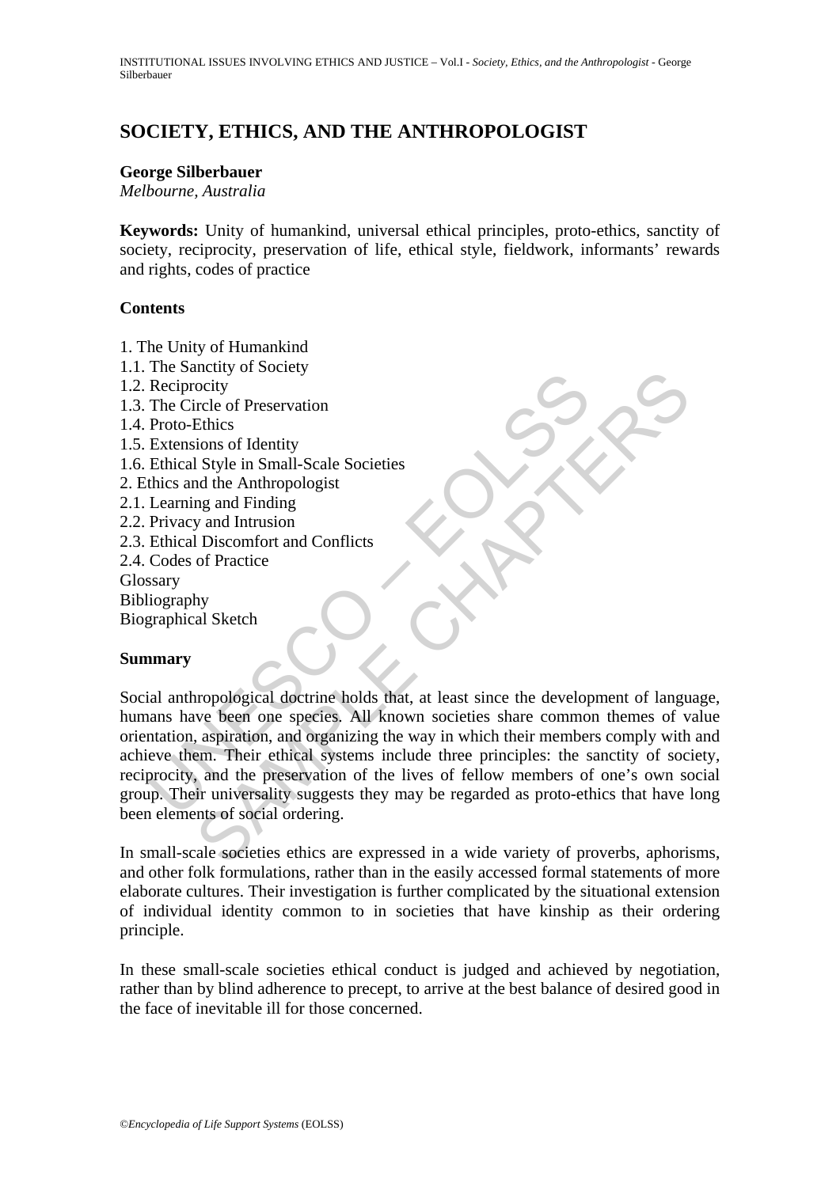# SOCIETY, ETHICS, AND THE ANTHROPOLOGIST

**George Silberbauer**
*Melbourne, Australia*

**Keywords:** Unity of humankind, universal ethical principles, proto-ethics, sanctity of society, reciprocity, preservation of life, ethical style, fieldwork, informants' rewards and rights, codes of practice

## Contents

1. The Unity of Humankind
1.1. The Sanctity of Society
1.2. Reciprocity
1.3. The Circle of Preservation
1.4. Proto-Ethics
1.5. Extensions of Identity
1.6. Ethical Style in Small-Scale Societies
2. Ethics and the Anthropologist
2.1. Learning and Finding
2.2. Privacy and Intrusion
2.3. Ethical Discomfort and Conflicts
2.4. Codes of Practice
Glossary
Bibliography
Biographical Sketch

## Summary

Social anthropological doctrine holds that, at least since the development of language, humans have been one species. All known societies share common themes of value orientation, aspiration, and organizing the way in which their members comply with and achieve them. Their ethical systems include three principles: the sanctity of society, reciprocity, and the preservation of the lives of fellow members of one's own social group. Their universality suggests they may be regarded as proto-ethics that have long been elements of social ordering.

In small-scale societies ethics are expressed in a wide variety of proverbs, aphorisms, and other folk formulations, rather than in the easily accessed formal statements of more elaborate cultures. Their investigation is further complicated by the situational extension of individual identity common to in societies that have kinship as their ordering principle.

In these small-scale societies ethical conduct is judged and achieved by negotiation, rather than by blind adherence to precept, to arrive at the best balance of desired good in the face of inevitable ill for those concerned.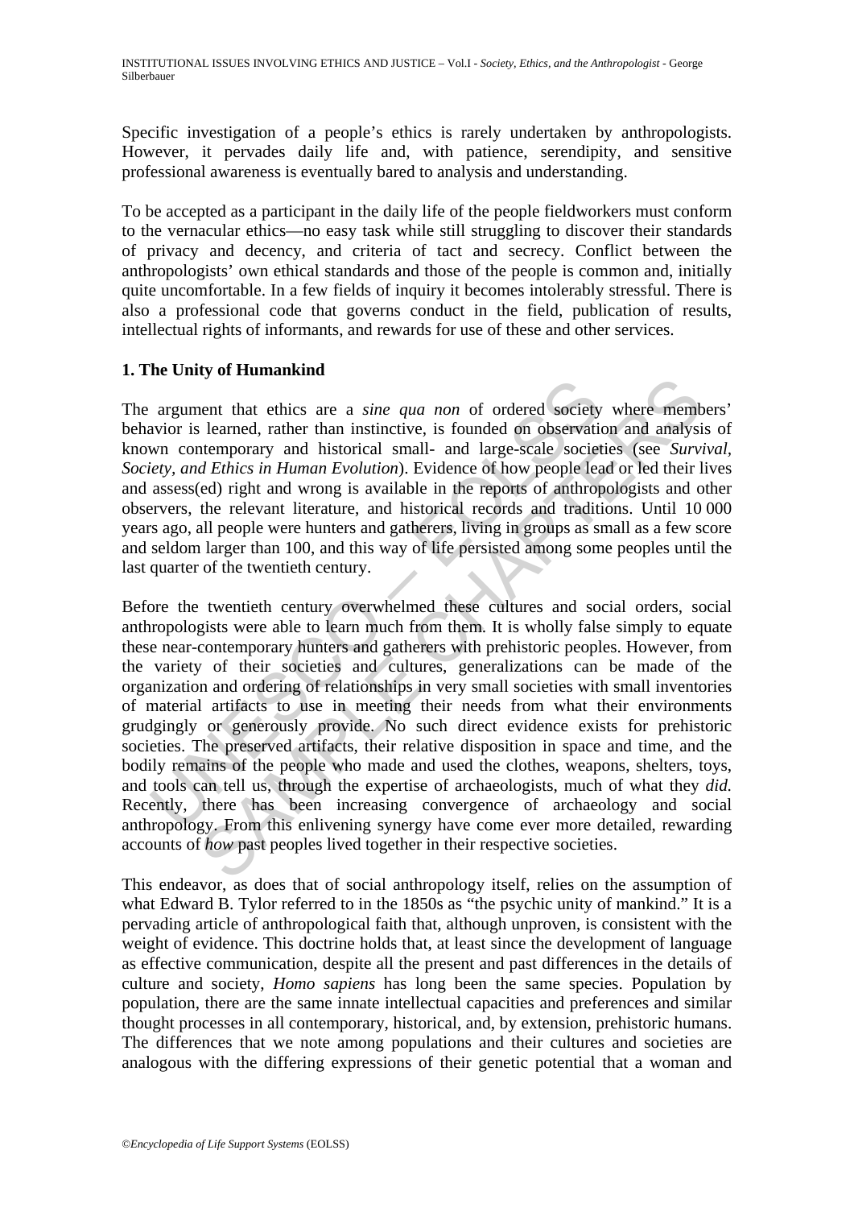Specific investigation of a people's ethics is rarely undertaken by anthropologists. However, it pervades daily life and, with patience, serendipity, and sensitive professional awareness is eventually bared to analysis and understanding.

To be accepted as a participant in the daily life of the people fieldworkers must conform to the vernacular ethics—no easy task while still struggling to discover their standards of privacy and decency, and criteria of tact and secrecy. Conflict between the anthropologists' own ethical standards and those of the people is common and, initially quite uncomfortable. In a few fields of inquiry it becomes intolerably stressful. There is also a professional code that governs conduct in the field, publication of results, intellectual rights of informants, and rewards for use of these and other services.

## 1. The Unity of Humankind

The argument that ethics are a *sine qua non* of ordered society where members' behavior is learned, rather than instinctive, is founded on observation and analysis of known contemporary and historical small- and large-scale societies (see *Survival, Society, and Ethics in Human Evolution*). Evidence of how people lead or led their lives and assess(ed) right and wrong is available in the reports of anthropologists and other observers, the relevant literature, and historical records and traditions. Until 10 000 years ago, all people were hunters and gatherers, living in groups as small as a few score and seldom larger than 100, and this way of life persisted among some peoples until the last quarter of the twentieth century.

Before the twentieth century overwhelmed these cultures and social orders, social anthropologists were able to learn much from them. It is wholly false simply to equate these near-contemporary hunters and gatherers with prehistoric peoples. However, from the variety of their societies and cultures, generalizations can be made of the organization and ordering of relationships in very small societies with small inventories of material artifacts to use in meeting their needs from what their environments grudgingly or generously provide. No such direct evidence exists for prehistoric societies. The preserved artifacts, their relative disposition in space and time, and the bodily remains of the people who made and used the clothes, weapons, shelters, toys, and tools can tell us, through the expertise of archaeologists, much of what they *did.* Recently, there has been increasing convergence of archaeology and social anthropology. From this enlivening synergy have come ever more detailed, rewarding accounts of *how* past peoples lived together in their respective societies.

This endeavor, as does that of social anthropology itself, relies on the assumption of what Edward B. Tylor referred to in the 1850s as "the psychic unity of mankind." It is a pervading article of anthropological faith that, although unproven, is consistent with the weight of evidence. This doctrine holds that, at least since the development of language as effective communication, despite all the present and past differences in the details of culture and society, *Homo sapiens* has long been the same species. Population by population, there are the same innate intellectual capacities and preferences and similar thought processes in all contemporary, historical, and, by extension, prehistoric humans. The differences that we note among populations and their cultures and societies are analogous with the differing expressions of their genetic potential that a woman and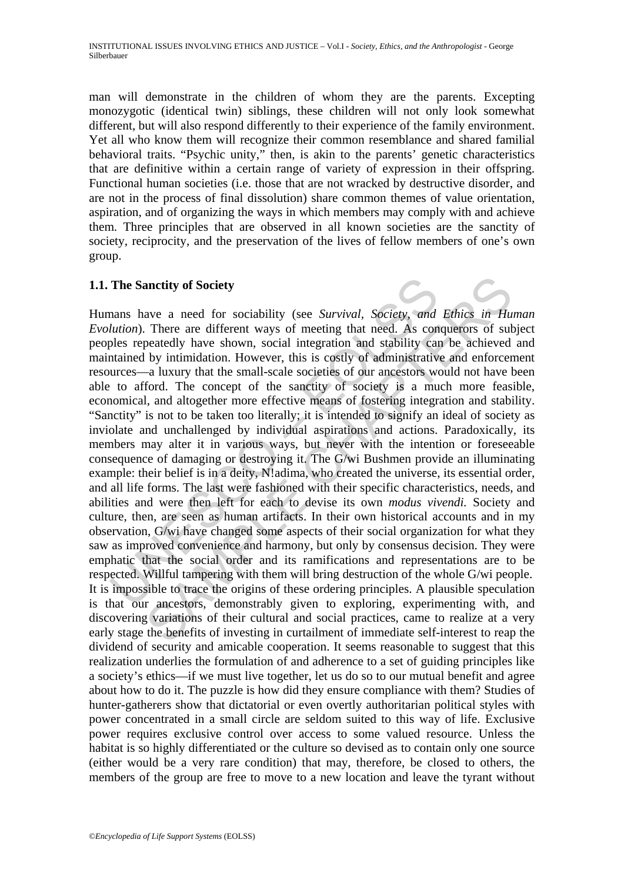man will demonstrate in the children of whom they are the parents. Excepting monozygotic (identical twin) siblings, these children will not only look somewhat different, but will also respond differently to their experience of the family environment. Yet all who know them will recognize their common resemblance and shared familial behavioral traits. "Psychic unity," then, is akin to the parents' genetic characteristics that are definitive within a certain range of variety of expression in their offspring. Functional human societies (i.e. those that are not wracked by destructive disorder, and are not in the process of final dissolution) share common themes of value orientation, aspiration, and of organizing the ways in which members may comply with and achieve them. Three principles that are observed in all known societies are the sanctity of society, reciprocity, and the preservation of the lives of fellow members of one's own group.

## 1.1. The Sanctity of Society

Humans have a need for sociability (see *Survival, Society, and Ethics in Human Evolution*). There are different ways of meeting that need. As conquerors of subject peoples repeatedly have shown, social integration and stability can be achieved and maintained by intimidation. However, this is costly of administrative and enforcement resources—a luxury that the small-scale societies of our ancestors would not have been able to afford. The concept of the sanctity of society is a much more feasible, economical, and altogether more effective means of fostering integration and stability. "Sanctity" is not to be taken too literally; it is intended to signify an ideal of society as inviolate and unchallenged by individual aspirations and actions. Paradoxically, its members may alter it in various ways, but never with the intention or foreseeable consequence of damaging or destroying it. The G/wi Bushmen provide an illuminating example: their belief is in a deity, N!adima, who created the universe, its essential order, and all life forms. The last were fashioned with their specific characteristics, needs, and abilities and were then left for each to devise its own *modus vivendi.* Society and culture, then, are seen as human artifacts. In their own historical accounts and in my observation, G/wi have changed some aspects of their social organization for what they saw as improved convenience and harmony, but only by consensus decision. They were emphatic that the social order and its ramifications and representations are to be respected. Willful tampering with them will bring destruction of the whole G/wi people.
It is impossible to trace the origins of these ordering principles. A plausible speculation is that our ancestors, demonstrably given to exploring, experimenting with, and discovering variations of their cultural and social practices, came to realize at a very early stage the benefits of investing in curtailment of immediate self-interest to reap the dividend of security and amicable cooperation. It seems reasonable to suggest that this realization underlies the formulation of and adherence to a set of guiding principles like a society's ethics—if we must live together, let us do so to our mutual benefit and agree about how to do it. The puzzle is how did they ensure compliance with them? Studies of hunter-gatherers show that dictatorial or even overtly authoritarian political styles with power concentrated in a small circle are seldom suited to this way of life. Exclusive power requires exclusive control over access to some valued resource. Unless the habitat is so highly differentiated or the culture so devised as to contain only one source (either would be a very rare condition) that may, therefore, be closed to others, the members of the group are free to move to a new location and leave the tyrant without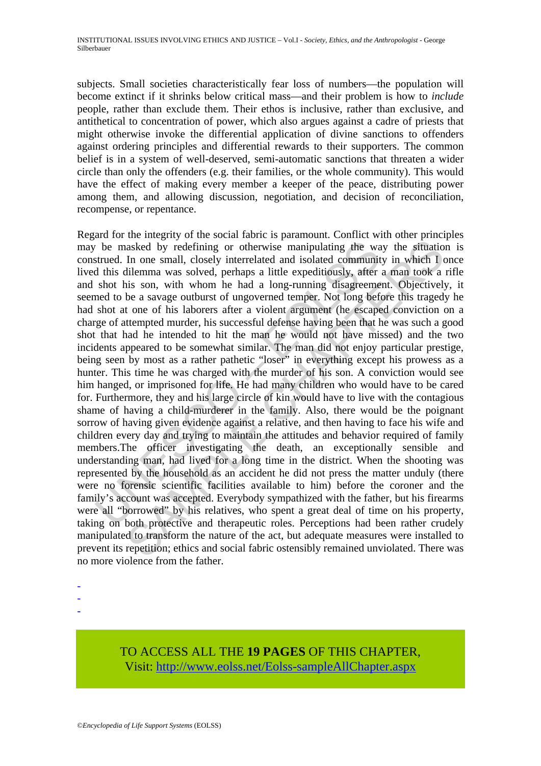subjects. Small societies characteristically fear loss of numbers—the population will become extinct if it shrinks below critical mass—and their problem is how to *include* people, rather than exclude them. Their ethos is inclusive, rather than exclusive, and antithetical to concentration of power, which also argues against a cadre of priests that might otherwise invoke the differential application of divine sanctions to offenders against ordering principles and differential rewards to their supporters. The common belief is in a system of well-deserved, semi-automatic sanctions that threaten a wider circle than only the offenders (e.g. their families, or the whole community). This would have the effect of making every member a keeper of the peace, distributing power among them, and allowing discussion, negotiation, and decision of reconciliation, recompense, or repentance.

Regard for the integrity of the social fabric is paramount. Conflict with other principles may be masked by redefining or otherwise manipulating the way the situation is construed. In one small, closely interrelated and isolated community in which I once lived this dilemma was solved, perhaps a little expeditiously, after a man took a rifle and shot his son, with whom he had a long-running disagreement. Objectively, it seemed to be a savage outburst of ungoverned temper. Not long before this tragedy he had shot at one of his laborers after a violent argument (he escaped conviction on a charge of attempted murder, his successful defense having been that he was such a good shot that had he intended to hit the man he would not have missed) and the two incidents appeared to be somewhat similar. The man did not enjoy particular prestige, being seen by most as a rather pathetic "loser" in everything except his prowess as a hunter. This time he was charged with the murder of his son. A conviction would see him hanged, or imprisoned for life. He had many children who would have to be cared for. Furthermore, they and his large circle of kin would have to live with the contagious shame of having a child-murderer in the family. Also, there would be the poignant sorrow of having given evidence against a relative, and then having to face his wife and children every day and trying to maintain the attitudes and behavior required of family members.The officer investigating the death, an exceptionally sensible and understanding man, had lived for a long time in the district. When the shooting was represented by the household as an accident he did not press the matter unduly (there were no forensic scientific facilities available to him) before the coroner and the family's account was accepted. Everybody sympathized with the father, but his firearms were all "borrowed" by his relatives, who spent a great deal of time on his property, taking on both protective and therapeutic roles. Perceptions had been rather crudely manipulated to transform the nature of the act, but adequate measures were installed to prevent its repetition; ethics and social fabric ostensibly remained unviolated. There was no more violence from the father.

-
-
-

TO ACCESS ALL THE **19 PAGES** OF THIS CHAPTER,
Visit: http://www.eolss.net/Eolss-sampleAllChapter.aspx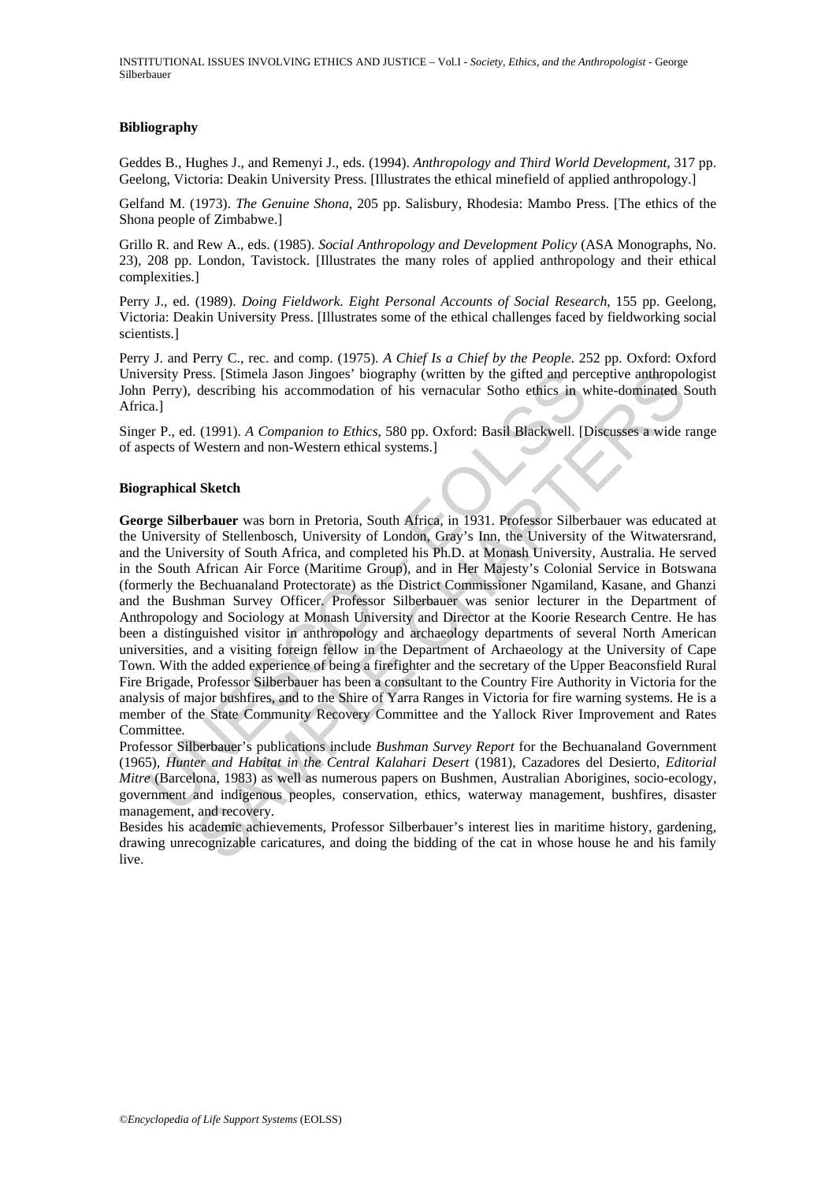### Bibliography

Geddes B., Hughes J., and Remenyi J., eds. (1994). *Anthropology and Third World Development*, 317 pp. Geelong, Victoria: Deakin University Press. [Illustrates the ethical minefield of applied anthropology.]

Gelfand M. (1973). *The Genuine Shona*, 205 pp. Salisbury, Rhodesia: Mambo Press. [The ethics of the Shona people of Zimbabwe.]

Grillo R. and Rew A., eds. (1985). *Social Anthropology and Development Policy* (ASA Monographs, No. 23), 208 pp. London, Tavistock. [Illustrates the many roles of applied anthropology and their ethical complexities.]

Perry J., ed. (1989). *Doing Fieldwork. Eight Personal Accounts of Social Research*, 155 pp. Geelong, Victoria: Deakin University Press. [Illustrates some of the ethical challenges faced by fieldworking social scientists.]

Perry J. and Perry C., rec. and comp. (1975). *A Chief Is a Chief by the People*. 252 pp. Oxford: Oxford University Press. [Stimela Jason Jingoes' biography (written by the gifted and perceptive anthropologist John Perry), describing his accommodation of his vernacular Sotho ethics in white-dominated South Africa.]

Singer P., ed. (1991). *A Companion to Ethics*, 580 pp. Oxford: Basil Blackwell. [Discusses a wide range of aspects of Western and non-Western ethical systems.]

### Biographical Sketch

**George Silberbauer** was born in Pretoria, South Africa, in 1931. Professor Silberbauer was educated at the University of Stellenbosch, University of London, Gray's Inn, the University of the Witwatersrand, and the University of South Africa, and completed his Ph.D. at Monash University, Australia. He served in the South African Air Force (Maritime Group), and in Her Majesty's Colonial Service in Botswana (formerly the Bechuanaland Protectorate) as the District Commissioner Ngamiland, Kasane, and Ghanzi and the Bushman Survey Officer. Professor Silberbauer was senior lecturer in the Department of Anthropology and Sociology at Monash University and Director at the Koorie Research Centre. He has been a distinguished visitor in anthropology and archaeology departments of several North American universities, and a visiting foreign fellow in the Department of Archaeology at the University of Cape Town. With the added experience of being a firefighter and the secretary of the Upper Beaconsfield Rural Fire Brigade, Professor Silberbauer has been a consultant to the Country Fire Authority in Victoria for the analysis of major bushfires, and to the Shire of Yarra Ranges in Victoria for fire warning systems. He is a member of the State Community Recovery Committee and the Yallock River Improvement and Rates Committee.

Professor Silberbauer's publications include *Bushman Survey Report* for the Bechuanaland Government (1965), *Hunter and Habitat in the Central Kalahari Desert* (1981), Cazadores del Desierto, *Editorial Mitre* (Barcelona, 1983) as well as numerous papers on Bushmen, Australian Aborigines, socio-ecology, government and indigenous peoples, conservation, ethics, waterway management, bushfires, disaster management, and recovery.

Besides his academic achievements, Professor Silberbauer's interest lies in maritime history, gardening, drawing unrecognizable caricatures, and doing the bidding of the cat in whose house he and his family live.